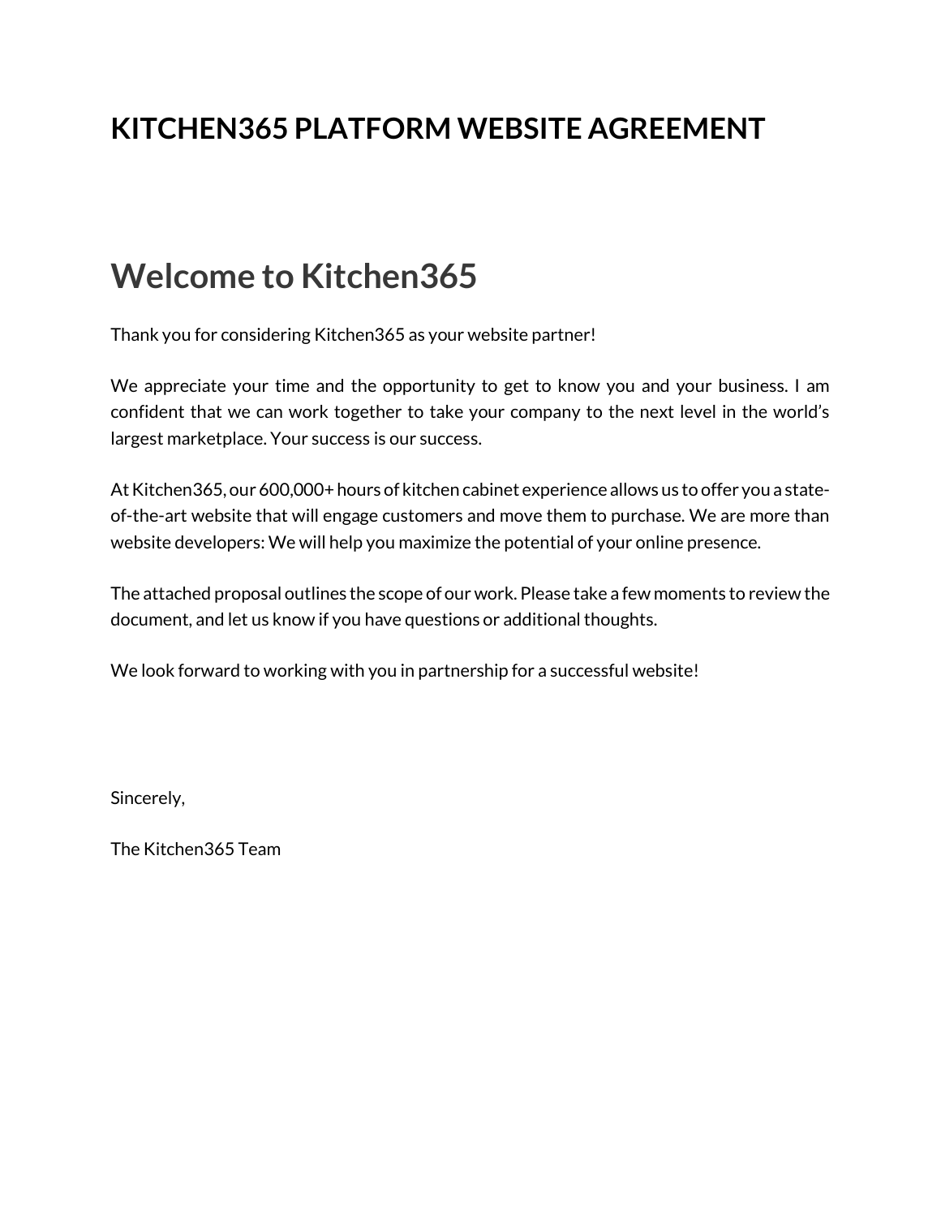# KITCHEN365 PLATFORM WEBSITE AGREEMENT

## Welcome to Kitchen365

Thank you for considering Kitchen365 as your website partner!

We appreciate your time and the opportunity to get to know you and your business. I am confident that we can work together to take your company to the next level in the world's largest marketplace. Your success is our success.

At Kitchen365, our 600,000+ hours of kitchen cabinet experience allows us to offer you a state-of-the-art website that will engage customers and move them to purchase. We are more than website developers: We will help you maximize the potential of your online presence.

The attached proposal outlines the scope of our work. Please take a few moments to review the document, and let us know if you have questions or additional thoughts.

We look forward to working with you in partnership for a successful website!

Sincerely,

The Kitchen365 Team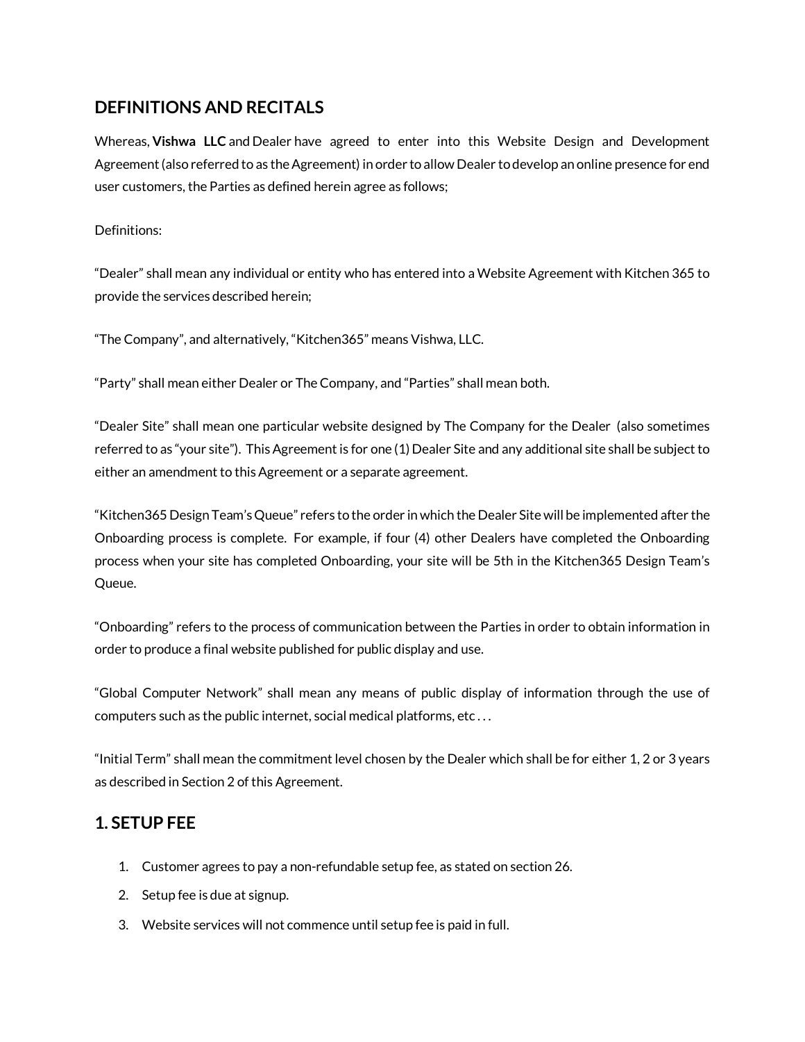## DEFINITIONS AND RECITALS

Whereas, **Vishwa LLC** and Dealer have agreed to enter into this Website Design and Development Agreement (also referred to as the Agreement) in order to allow Dealer to develop an online presence for end user customers, the Parties as defined herein agree as follows;

Definitions:

“Dealer” shall mean any individual or entity who has entered into a Website Agreement with Kitchen 365 to provide the services described herein;

“The Company”, and alternatively, “Kitchen365” means Vishwa, LLC.

“Party” shall mean either Dealer or The Company, and “Parties” shall mean both.

“Dealer Site” shall mean one particular website designed by The Company for the Dealer (also sometimes referred to as “your site”). This Agreement is for one (1) Dealer Site and any additional site shall be subject to either an amendment to this Agreement or a separate agreement.

“Kitchen365 Design Team’s Queue” refers to the order in which the Dealer Site will be implemented after the Onboarding process is complete. For example, if four (4) other Dealers have completed the Onboarding process when your site has completed Onboarding, your site will be 5th in the Kitchen365 Design Team’s Queue.

“Onboarding” refers to the process of communication between the Parties in order to obtain information in order to produce a final website published for public display and use.

“Global Computer Network” shall mean any means of public display of information through the use of computers such as the public internet, social medical platforms, etc . . .

“Initial Term” shall mean the commitment level chosen by the Dealer which shall be for either 1, 2 or 3 years as described in Section 2 of this Agreement.

## 1. SETUP FEE

1. Customer agrees to pay a non-refundable setup fee, as stated on section 26.
2. Setup fee is due at signup.
3. Website services will not commence until setup fee is paid in full.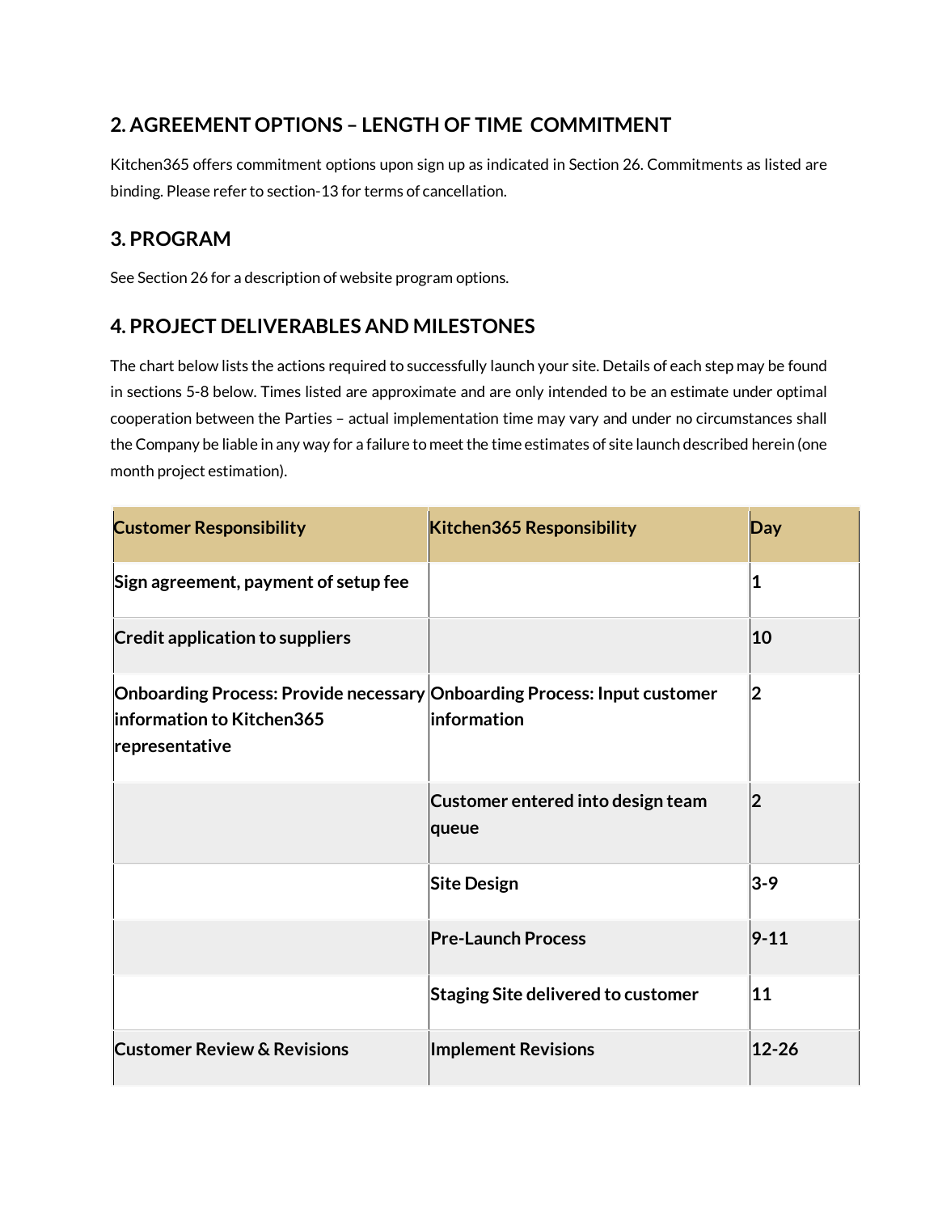## 2. AGREEMENT OPTIONS – LENGTH OF TIME COMMITMENT

Kitchen365 offers commitment options upon sign up as indicated in Section 26. Commitments as listed are binding. Please refer to section-13 for terms of cancellation.

## 3. PROGRAM

See Section 26 for a description of website program options.

## 4. PROJECT DELIVERABLES AND MILESTONES

The chart below lists the actions required to successfully launch your site. Details of each step may be found in sections 5-8 below. Times listed are approximate and are only intended to be an estimate under optimal cooperation between the Parties – actual implementation time may vary and under no circumstances shall the Company be liable in any way for a failure to meet the time estimates of site launch described herein (one month project estimation).

| Customer Responsibility | Kitchen365 Responsibility | Day |
|---|---|---|
| **Sign agreement, payment of setup fee** | | **1** |
| **Credit application to suppliers** | | **10** |
| **Onboarding Process: Provide necessary information to Kitchen365 representative** | **Onboarding Process: Input customer information** | **2** |
| | **Customer entered into design team queue** | **2** |
| | **Site Design** | **3-9** |
| | **Pre-Launch Process** | **9-11** |
| | **Staging Site delivered to customer** | **11** |
| **Customer Review & Revisions** | **Implement Revisions** | **12-26** |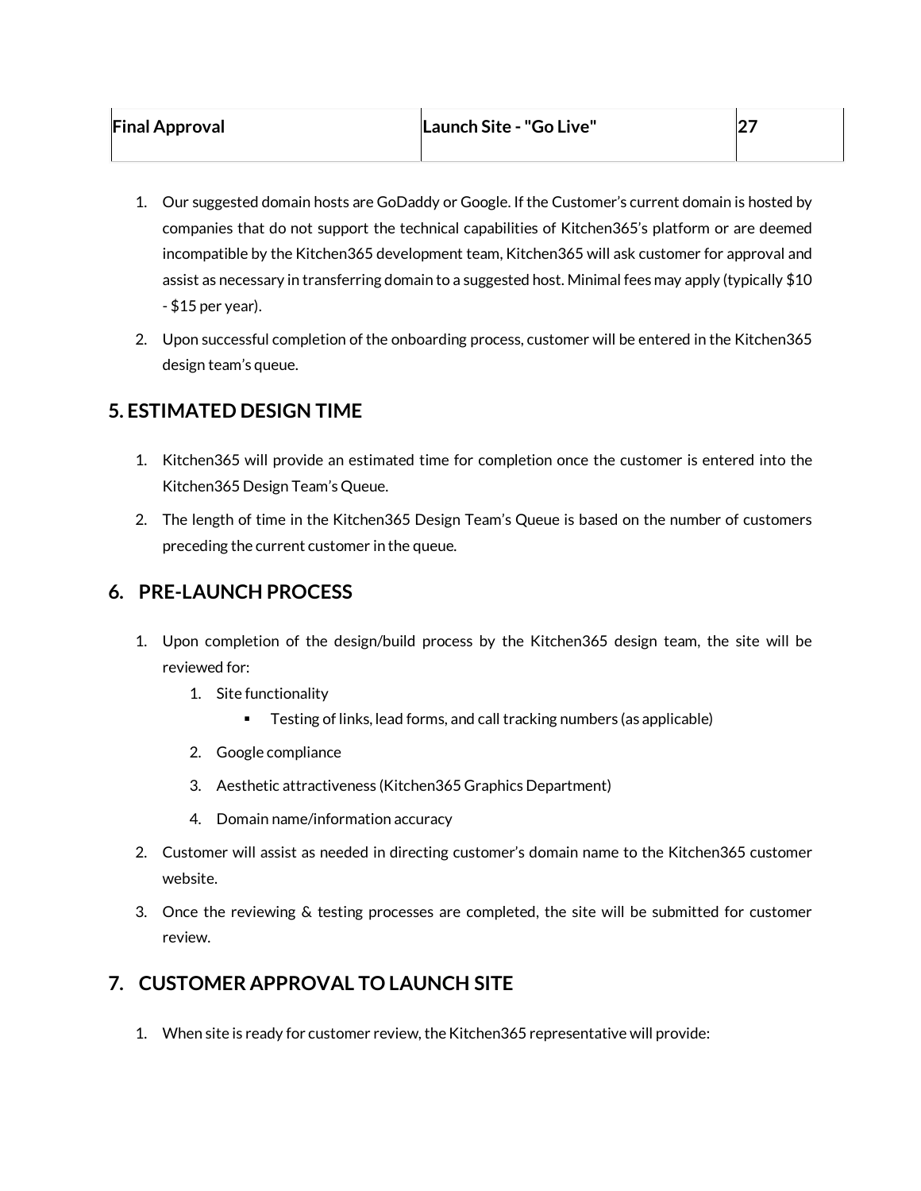| **Final Approval** | **Launch Site - "Go Live"** | **27** |
|---|---|---|

1. Our suggested domain hosts are GoDaddy or Google. If the Customer's current domain is hosted by companies that do not support the technical capabilities of Kitchen365's platform or are deemed incompatible by the Kitchen365 development team, Kitchen365 will ask customer for approval and assist as necessary in transferring domain to a suggested host. Minimal fees may apply (typically $10 - $15 per year).
2. Upon successful completion of the onboarding process, customer will be entered in the Kitchen365 design team's queue.

## 5. ESTIMATED DESIGN TIME

1. Kitchen365 will provide an estimated time for completion once the customer is entered into the Kitchen365 Design Team's Queue.
2. The length of time in the Kitchen365 Design Team's Queue is based on the number of customers preceding the current customer in the queue.

## 6. PRE-LAUNCH PROCESS

1. Upon completion of the design/build process by the Kitchen365 design team, the site will be reviewed for:
    1. Site functionality
        - Testing of links, lead forms, and call tracking numbers (as applicable)
    2. Google compliance
    3. Aesthetic attractiveness (Kitchen365 Graphics Department)
    4. Domain name/information accuracy
2. Customer will assist as needed in directing customer's domain name to the Kitchen365 customer website.
3. Once the reviewing & testing processes are completed, the site will be submitted for customer review.

## 7. CUSTOMER APPROVAL TO LAUNCH SITE

1. When site is ready for customer review, the Kitchen365 representative will provide: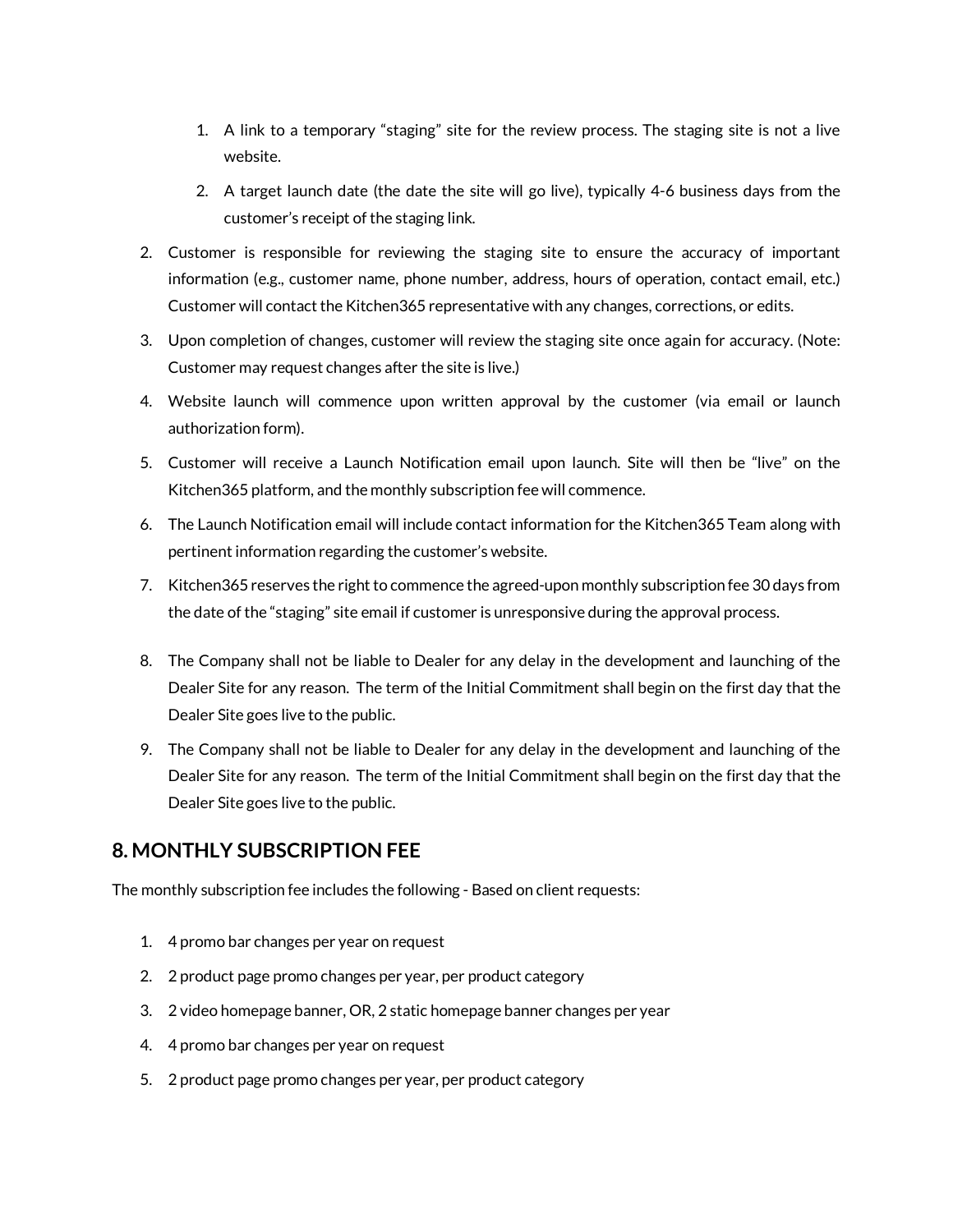1. A link to a temporary "staging" site for the review process. The staging site is not a live website.
    2. A target launch date (the date the site will go live), typically 4-6 business days from the customer's receipt of the staging link.
2. Customer is responsible for reviewing the staging site to ensure the accuracy of important information (e.g., customer name, phone number, address, hours of operation, contact email, etc.) Customer will contact the Kitchen365 representative with any changes, corrections, or edits.
3. Upon completion of changes, customer will review the staging site once again for accuracy. (Note: Customer may request changes after the site is live.)
4. Website launch will commence upon written approval by the customer (via email or launch authorization form).
5. Customer will receive a Launch Notification email upon launch. Site will then be "live" on the Kitchen365 platform, and the monthly subscription fee will commence.
6. The Launch Notification email will include contact information for the Kitchen365 Team along with pertinent information regarding the customer's website.
7. Kitchen365 reserves the right to commence the agreed-upon monthly subscription fee 30 days from the date of the "staging" site email if customer is unresponsive during the approval process.
8. The Company shall not be liable to Dealer for any delay in the development and launching of the Dealer Site for any reason. The term of the Initial Commitment shall begin on the first day that the Dealer Site goes live to the public.
9. The Company shall not be liable to Dealer for any delay in the development and launching of the Dealer Site for any reason. The term of the Initial Commitment shall begin on the first day that the Dealer Site goes live to the public.

## 8. MONTHLY SUBSCRIPTION FEE

The monthly subscription fee includes the following - Based on client requests:

1. 4 promo bar changes per year on request
2. 2 product page promo changes per year, per product category
3. 2 video homepage banner, OR, 2 static homepage banner changes per year
4. 4 promo bar changes per year on request
5. 2 product page promo changes per year, per product category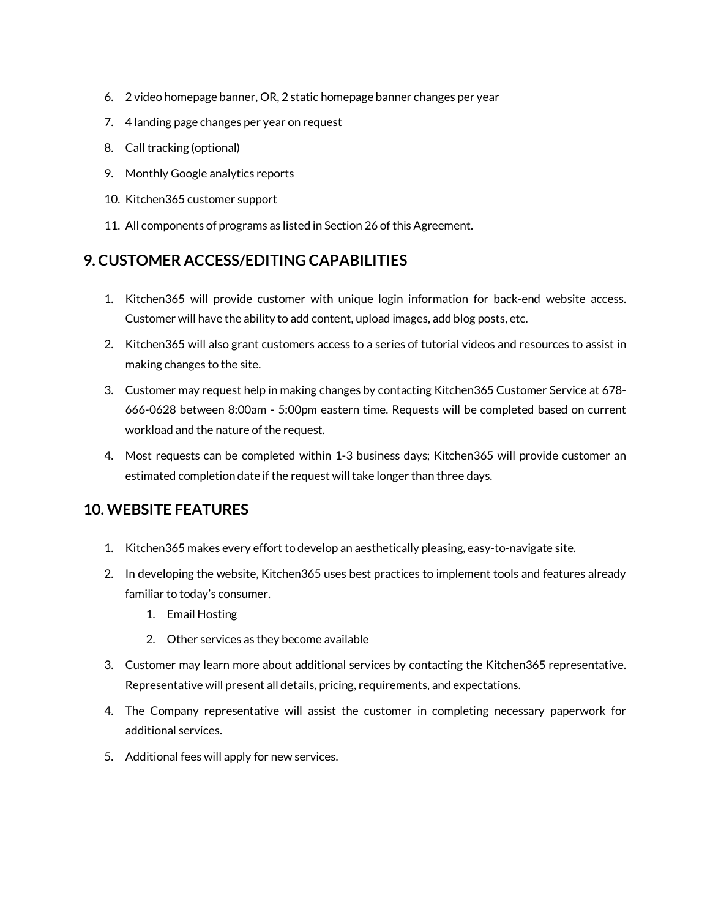6. 2 video homepage banner, OR, 2 static homepage banner changes per year
7. 4 landing page changes per year on request
8. Call tracking (optional)
9. Monthly Google analytics reports
10. Kitchen365 customer support
11. All components of programs as listed in Section 26 of this Agreement.

## 9. CUSTOMER ACCESS/EDITING CAPABILITIES

1. Kitchen365 will provide customer with unique login information for back-end website access. Customer will have the ability to add content, upload images, add blog posts, etc.
2. Kitchen365 will also grant customers access to a series of tutorial videos and resources to assist in making changes to the site.
3. Customer may request help in making changes by contacting Kitchen365 Customer Service at 678-666-0628 between 8:00am - 5:00pm eastern time. Requests will be completed based on current workload and the nature of the request.
4. Most requests can be completed within 1-3 business days; Kitchen365 will provide customer an estimated completion date if the request will take longer than three days.

## 10. WEBSITE FEATURES

1. Kitchen365 makes every effort to develop an aesthetically pleasing, easy-to-navigate site.
2. In developing the website, Kitchen365 uses best practices to implement tools and features already familiar to today's consumer.
    1. Email Hosting
    2. Other services as they become available
3. Customer may learn more about additional services by contacting the Kitchen365 representative. Representative will present all details, pricing, requirements, and expectations.
4. The Company representative will assist the customer in completing necessary paperwork for additional services.
5. Additional fees will apply for new services.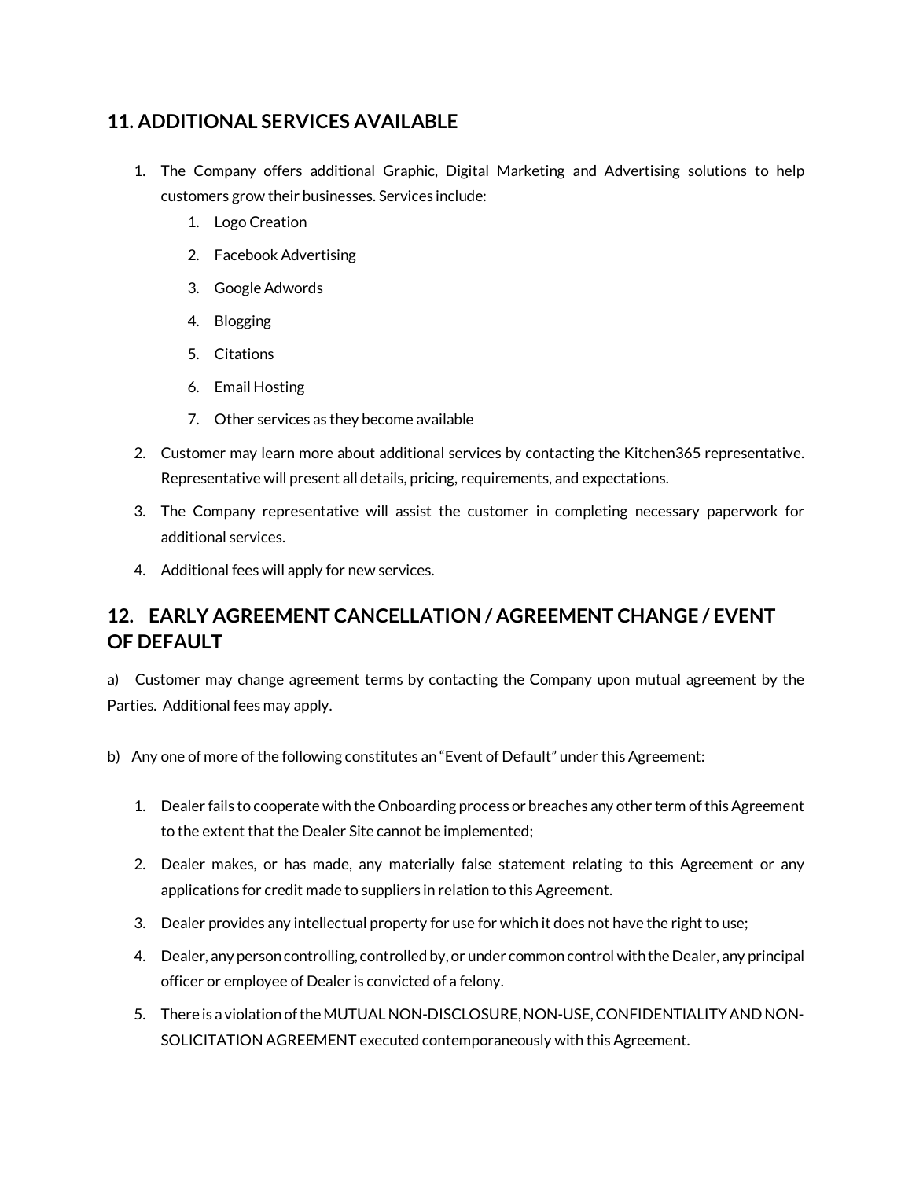## 11. ADDITIONAL SERVICES AVAILABLE

1. The Company offers additional Graphic, Digital Marketing and Advertising solutions to help customers grow their businesses. Services include:
    1. Logo Creation
    2. Facebook Advertising
    3. Google Adwords
    4. Blogging
    5. Citations
    6. Email Hosting
    7. Other services as they become available
2. Customer may learn more about additional services by contacting the Kitchen365 representative. Representative will present all details, pricing, requirements, and expectations.
3. The Company representative will assist the customer in completing necessary paperwork for additional services.
4. Additional fees will apply for new services.

## 12. EARLY AGREEMENT CANCELLATION / AGREEMENT CHANGE / EVENT OF DEFAULT

a) Customer may change agreement terms by contacting the Company upon mutual agreement by the Parties. Additional fees may apply.

b) Any one of more of the following constitutes an "Event of Default" under this Agreement:

1. Dealer fails to cooperate with the Onboarding process or breaches any other term of this Agreement to the extent that the Dealer Site cannot be implemented;
2. Dealer makes, or has made, any materially false statement relating to this Agreement or any applications for credit made to suppliers in relation to this Agreement.
3. Dealer provides any intellectual property for use for which it does not have the right to use;
4. Dealer, any person controlling, controlled by, or under common control with the Dealer, any principal officer or employee of Dealer is convicted of a felony.
5. There is a violation of the MUTUAL NON-DISCLOSURE, NON-USE, CONFIDENTIALITY AND NON-SOLICITATION AGREEMENT executed contemporaneously with this Agreement.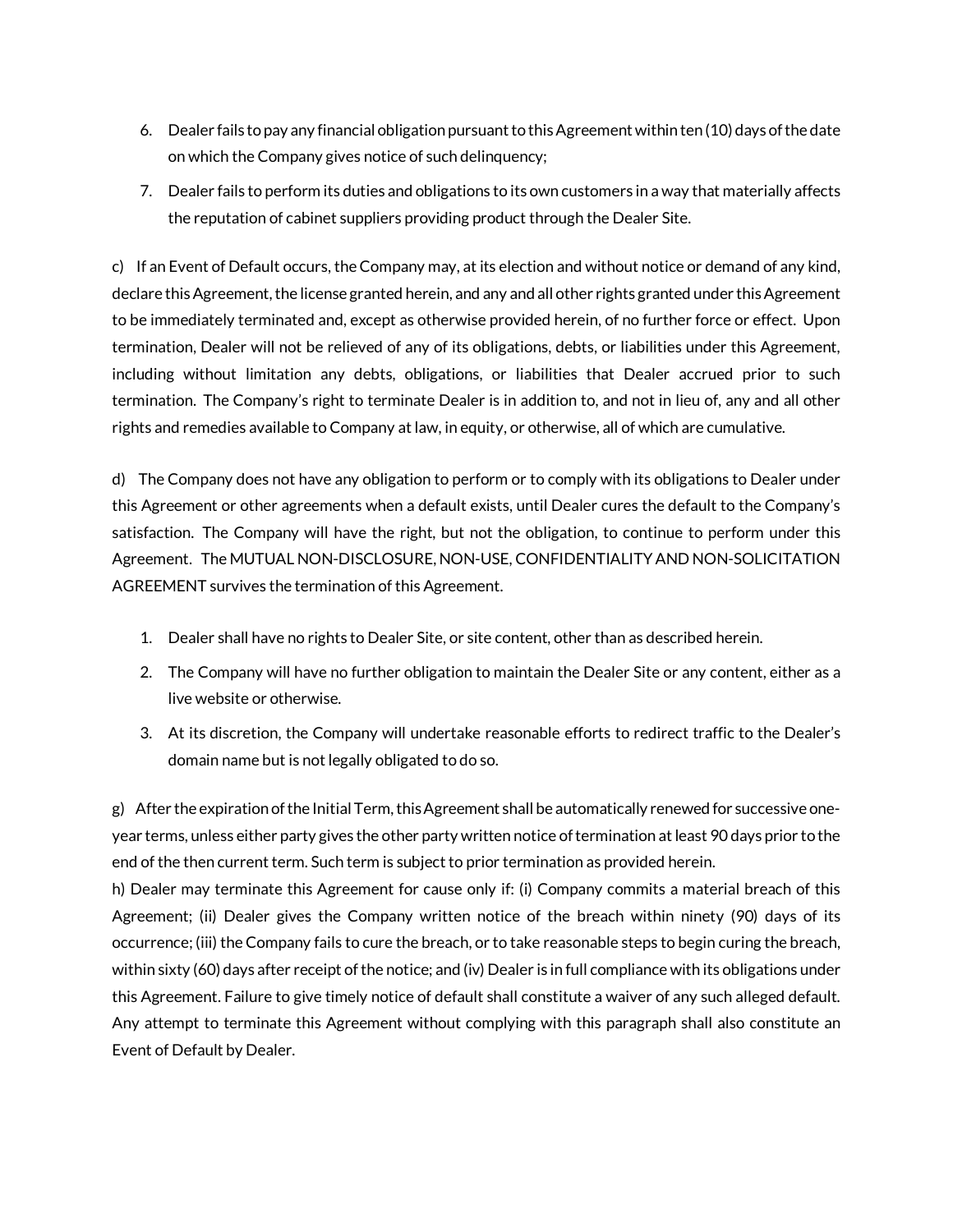6. Dealer fails to pay any financial obligation pursuant to this Agreement within ten (10) days of the date on which the Company gives notice of such delinquency;
7. Dealer fails to perform its duties and obligations to its own customers in a way that materially affects the reputation of cabinet suppliers providing product through the Dealer Site.

c) If an Event of Default occurs, the Company may, at its election and without notice or demand of any kind, declare this Agreement, the license granted herein, and any and all other rights granted under this Agreement to be immediately terminated and, except as otherwise provided herein, of no further force or effect. Upon termination, Dealer will not be relieved of any of its obligations, debts, or liabilities under this Agreement, including without limitation any debts, obligations, or liabilities that Dealer accrued prior to such termination. The Company's right to terminate Dealer is in addition to, and not in lieu of, any and all other rights and remedies available to Company at law, in equity, or otherwise, all of which are cumulative.

d) The Company does not have any obligation to perform or to comply with its obligations to Dealer under this Agreement or other agreements when a default exists, until Dealer cures the default to the Company's satisfaction. The Company will have the right, but not the obligation, to continue to perform under this Agreement. The MUTUAL NON-DISCLOSURE, NON-USE, CONFIDENTIALITY AND NON-SOLICITATION AGREEMENT survives the termination of this Agreement.

1. Dealer shall have no rights to Dealer Site, or site content, other than as described herein.
2. The Company will have no further obligation to maintain the Dealer Site or any content, either as a live website or otherwise.
3. At its discretion, the Company will undertake reasonable efforts to redirect traffic to the Dealer's domain name but is not legally obligated to do so.

g) After the expiration of the Initial Term, this Agreement shall be automatically renewed for successive one-year terms, unless either party gives the other party written notice of termination at least 90 days prior to the end of the then current term. Such term is subject to prior termination as provided herein.

h) Dealer may terminate this Agreement for cause only if: (i) Company commits a material breach of this Agreement; (ii) Dealer gives the Company written notice of the breach within ninety (90) days of its occurrence; (iii) the Company fails to cure the breach, or to take reasonable steps to begin curing the breach, within sixty (60) days after receipt of the notice; and (iv) Dealer is in full compliance with its obligations under this Agreement. Failure to give timely notice of default shall constitute a waiver of any such alleged default. Any attempt to terminate this Agreement without complying with this paragraph shall also constitute an Event of Default by Dealer.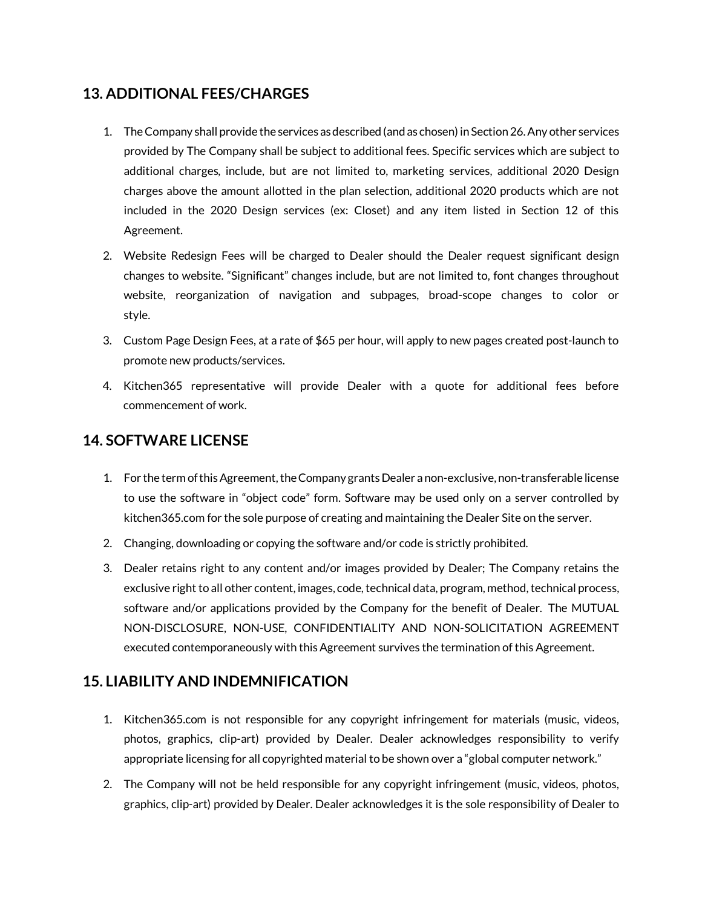## 13. ADDITIONAL FEES/CHARGES

1. The Company shall provide the services as described (and as chosen) in Section 26. Any other services provided by The Company shall be subject to additional fees. Specific services which are subject to additional charges, include, but are not limited to, marketing services, additional 2020 Design charges above the amount allotted in the plan selection, additional 2020 products which are not included in the 2020 Design services (ex: Closet) and any item listed in Section 12 of this Agreement.
2. Website Redesign Fees will be charged to Dealer should the Dealer request significant design changes to website. "Significant" changes include, but are not limited to, font changes throughout website, reorganization of navigation and subpages, broad-scope changes to color or style.
3. Custom Page Design Fees, at a rate of $65 per hour, will apply to new pages created post-launch to promote new products/services.
4. Kitchen365 representative will provide Dealer with a quote for additional fees before commencement of work.

## 14. SOFTWARE LICENSE

1. For the term of this Agreement, the Company grants Dealer a non-exclusive, non-transferable license to use the software in "object code" form. Software may be used only on a server controlled by kitchen365.com for the sole purpose of creating and maintaining the Dealer Site on the server.
2. Changing, downloading or copying the software and/or code is strictly prohibited.
3. Dealer retains right to any content and/or images provided by Dealer; The Company retains the exclusive right to all other content, images, code, technical data, program, method, technical process, software and/or applications provided by the Company for the benefit of Dealer. The MUTUAL NON-DISCLOSURE, NON-USE, CONFIDENTIALITY AND NON-SOLICITATION AGREEMENT executed contemporaneously with this Agreement survives the termination of this Agreement.

## 15. LIABILITY AND INDEMNIFICATION

1. Kitchen365.com is not responsible for any copyright infringement for materials (music, videos, photos, graphics, clip-art) provided by Dealer. Dealer acknowledges responsibility to verify appropriate licensing for all copyrighted material to be shown over a "global computer network."
2. The Company will not be held responsible for any copyright infringement (music, videos, photos, graphics, clip-art) provided by Dealer. Dealer acknowledges it is the sole responsibility of Dealer to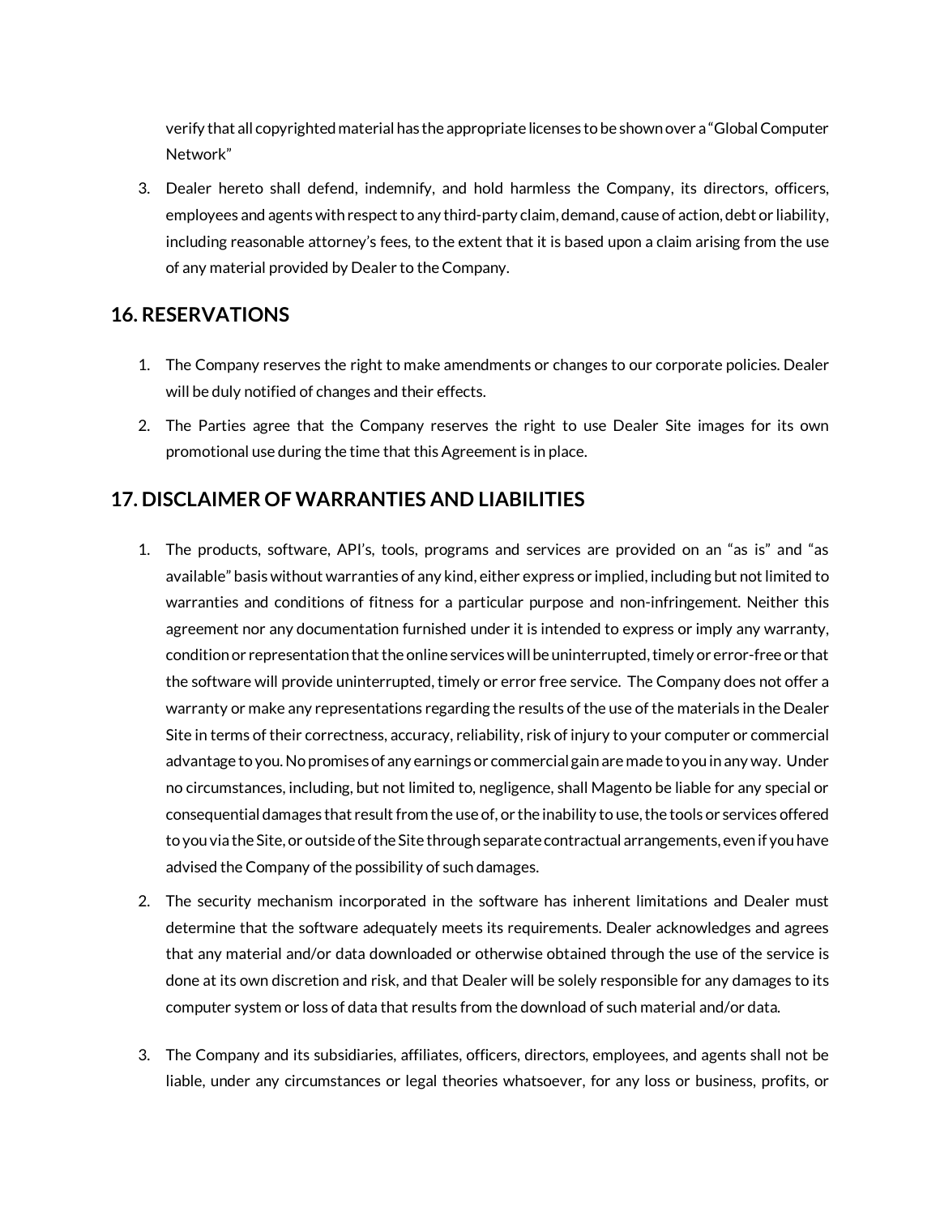verify that all copyrighted material has the appropriate licenses to be shown over a "Global Computer Network"

3. Dealer hereto shall defend, indemnify, and hold harmless the Company, its directors, officers, employees and agents with respect to any third-party claim, demand, cause of action, debt or liability, including reasonable attorney's fees, to the extent that it is based upon a claim arising from the use of any material provided by Dealer to the Company.

## 16. RESERVATIONS

1. The Company reserves the right to make amendments or changes to our corporate policies. Dealer will be duly notified of changes and their effects.
2. The Parties agree that the Company reserves the right to use Dealer Site images for its own promotional use during the time that this Agreement is in place.

## 17. DISCLAIMER OF WARRANTIES AND LIABILITIES

1. The products, software, API's, tools, programs and services are provided on an "as is" and "as available" basis without warranties of any kind, either express or implied, including but not limited to warranties and conditions of fitness for a particular purpose and non-infringement. Neither this agreement nor any documentation furnished under it is intended to express or imply any warranty, condition or representation that the online services will be uninterrupted, timely or error-free or that the software will provide uninterrupted, timely or error free service. The Company does not offer a warranty or make any representations regarding the results of the use of the materials in the Dealer Site in terms of their correctness, accuracy, reliability, risk of injury to your computer or commercial advantage to you. No promises of any earnings or commercial gain are made to you in any way. Under no circumstances, including, but not limited to, negligence, shall Magento be liable for any special or consequential damages that result from the use of, or the inability to use, the tools or services offered to you via the Site, or outside of the Site through separate contractual arrangements, even if you have advised the Company of the possibility of such damages.
2. The security mechanism incorporated in the software has inherent limitations and Dealer must determine that the software adequately meets its requirements. Dealer acknowledges and agrees that any material and/or data downloaded or otherwise obtained through the use of the service is done at its own discretion and risk, and that Dealer will be solely responsible for any damages to its computer system or loss of data that results from the download of such material and/or data.
3. The Company and its subsidiaries, affiliates, officers, directors, employees, and agents shall not be liable, under any circumstances or legal theories whatsoever, for any loss or business, profits, or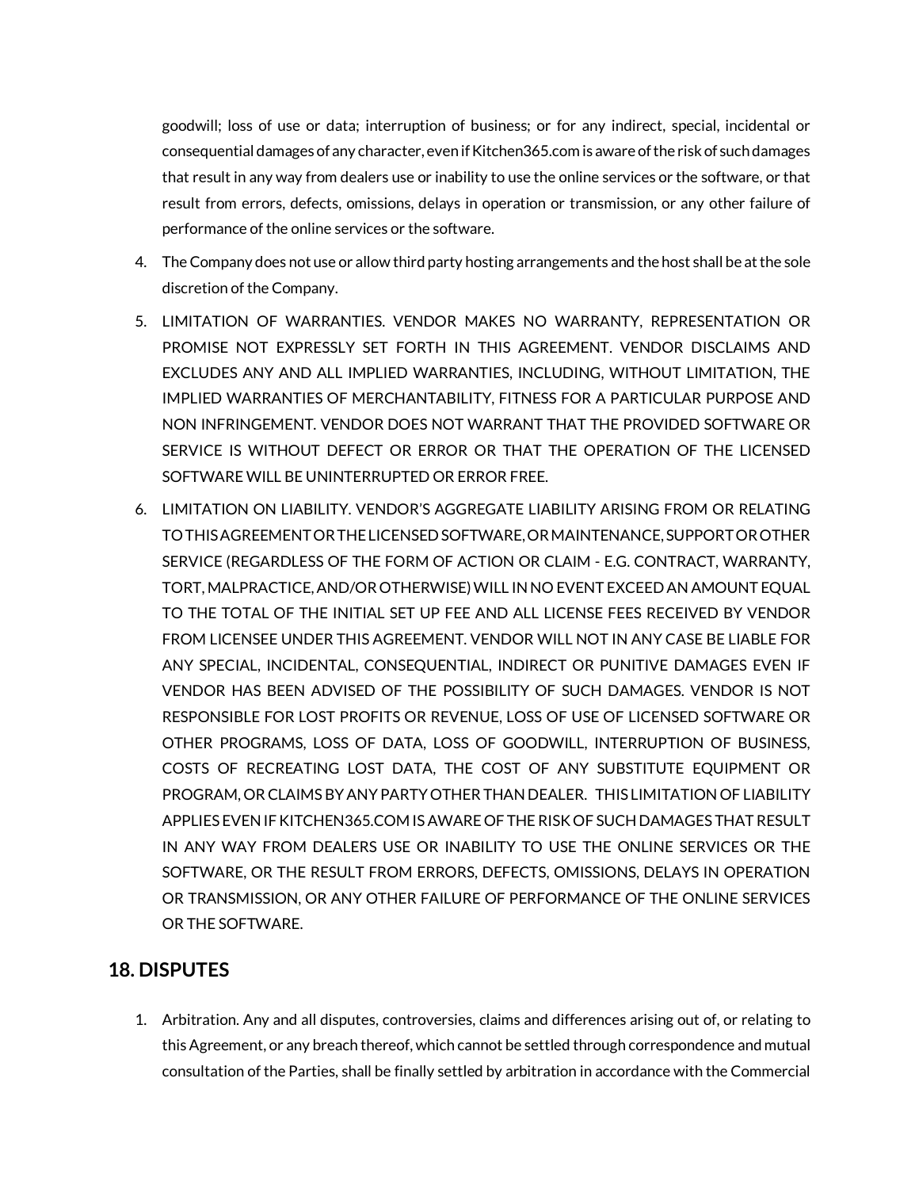goodwill; loss of use or data; interruption of business; or for any indirect, special, incidental or consequential damages of any character, even if Kitchen365.com is aware of the risk of such damages that result in any way from dealers use or inability to use the online services or the software, or that result from errors, defects, omissions, delays in operation or transmission, or any other failure of performance of the online services or the software.

4. The Company does not use or allow third party hosting arrangements and the host shall be at the sole discretion of the Company.
5. LIMITATION OF WARRANTIES. VENDOR MAKES NO WARRANTY, REPRESENTATION OR PROMISE NOT EXPRESSLY SET FORTH IN THIS AGREEMENT. VENDOR DISCLAIMS AND EXCLUDES ANY AND ALL IMPLIED WARRANTIES, INCLUDING, WITHOUT LIMITATION, THE IMPLIED WARRANTIES OF MERCHANTABILITY, FITNESS FOR A PARTICULAR PURPOSE AND NON INFRINGEMENT. VENDOR DOES NOT WARRANT THAT THE PROVIDED SOFTWARE OR SERVICE IS WITHOUT DEFECT OR ERROR OR THAT THE OPERATION OF THE LICENSED SOFTWARE WILL BE UNINTERRUPTED OR ERROR FREE.
6. LIMITATION ON LIABILITY. VENDOR'S AGGREGATE LIABILITY ARISING FROM OR RELATING TO THIS AGREEMENT OR THE LICENSED SOFTWARE, OR MAINTENANCE, SUPPORT OR OTHER SERVICE (REGARDLESS OF THE FORM OF ACTION OR CLAIM - E.G. CONTRACT, WARRANTY, TORT, MALPRACTICE, AND/OR OTHERWISE) WILL IN NO EVENT EXCEED AN AMOUNT EQUAL TO THE TOTAL OF THE INITIAL SET UP FEE AND ALL LICENSE FEES RECEIVED BY VENDOR FROM LICENSEE UNDER THIS AGREEMENT. VENDOR WILL NOT IN ANY CASE BE LIABLE FOR ANY SPECIAL, INCIDENTAL, CONSEQUENTIAL, INDIRECT OR PUNITIVE DAMAGES EVEN IF VENDOR HAS BEEN ADVISED OF THE POSSIBILITY OF SUCH DAMAGES. VENDOR IS NOT RESPONSIBLE FOR LOST PROFITS OR REVENUE, LOSS OF USE OF LICENSED SOFTWARE OR OTHER PROGRAMS, LOSS OF DATA, LOSS OF GOODWILL, INTERRUPTION OF BUSINESS, COSTS OF RECREATING LOST DATA, THE COST OF ANY SUBSTITUTE EQUIPMENT OR PROGRAM, OR CLAIMS BY ANY PARTY OTHER THAN DEALER. THIS LIMITATION OF LIABILITY APPLIES EVEN IF KITCHEN365.COM IS AWARE OF THE RISK OF SUCH DAMAGES THAT RESULT IN ANY WAY FROM DEALERS USE OR INABILITY TO USE THE ONLINE SERVICES OR THE SOFTWARE, OR THE RESULT FROM ERRORS, DEFECTS, OMISSIONS, DELAYS IN OPERATION OR TRANSMISSION, OR ANY OTHER FAILURE OF PERFORMANCE OF THE ONLINE SERVICES OR THE SOFTWARE.

## 18. DISPUTES

1. Arbitration. Any and all disputes, controversies, claims and differences arising out of, or relating to this Agreement, or any breach thereof, which cannot be settled through correspondence and mutual consultation of the Parties, shall be finally settled by arbitration in accordance with the Commercial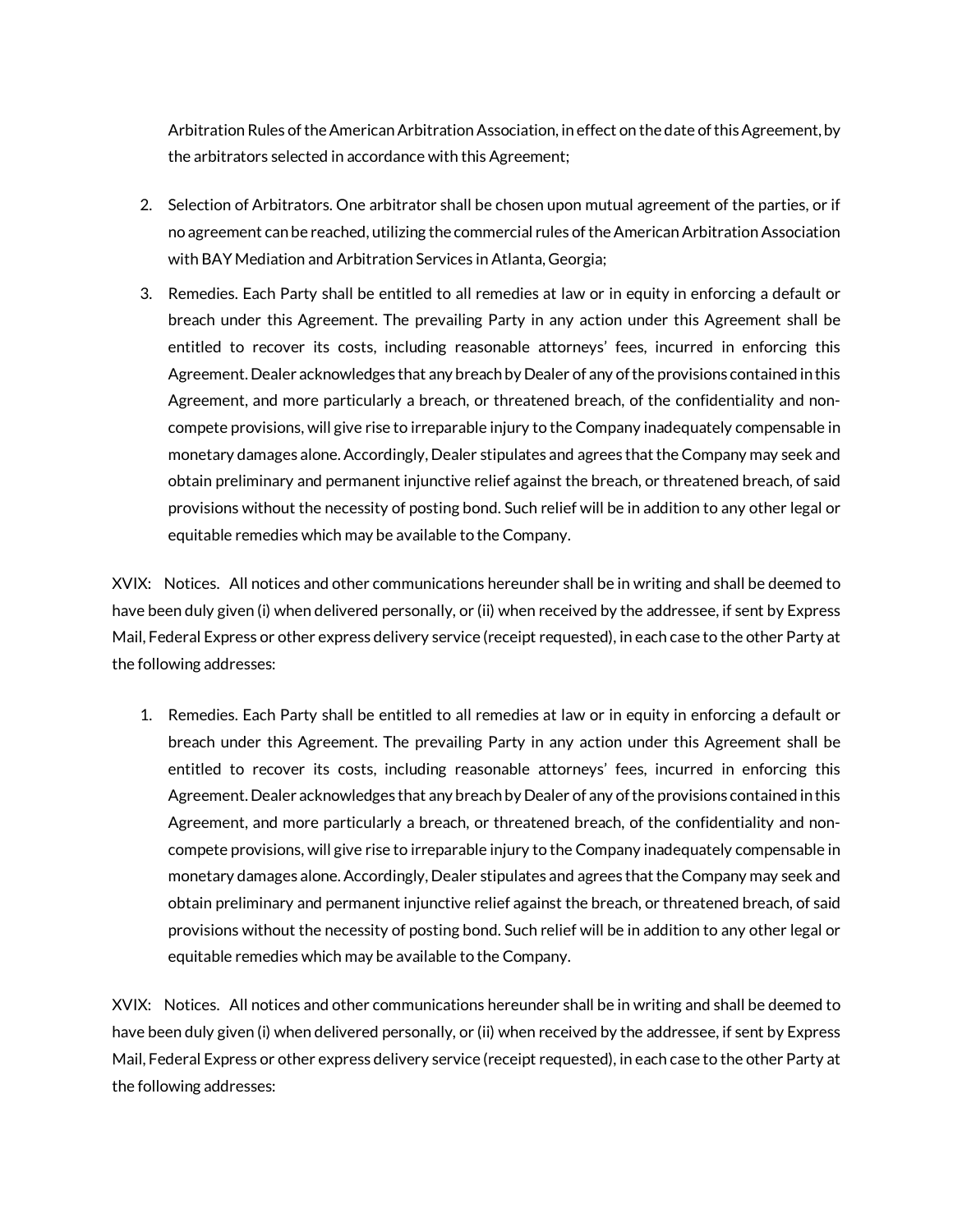Arbitration Rules of the American Arbitration Association, in effect on the date of this Agreement, by the arbitrators selected in accordance with this Agreement;

2. Selection of Arbitrators. One arbitrator shall be chosen upon mutual agreement of the parties, or if no agreement can be reached, utilizing the commercial rules of the American Arbitration Association with BAY Mediation and Arbitration Services in Atlanta, Georgia;
3. Remedies. Each Party shall be entitled to all remedies at law or in equity in enforcing a default or breach under this Agreement. The prevailing Party in any action under this Agreement shall be entitled to recover its costs, including reasonable attorneys' fees, incurred in enforcing this Agreement. Dealer acknowledges that any breach by Dealer of any of the provisions contained in this Agreement, and more particularly a breach, or threatened breach, of the confidentiality and non-compete provisions, will give rise to irreparable injury to the Company inadequately compensable in monetary damages alone. Accordingly, Dealer stipulates and agrees that the Company may seek and obtain preliminary and permanent injunctive relief against the breach, or threatened breach, of said provisions without the necessity of posting bond. Such relief will be in addition to any other legal or equitable remedies which may be available to the Company.

XVIX: Notices. All notices and other communications hereunder shall be in writing and shall be deemed to have been duly given (i) when delivered personally, or (ii) when received by the addressee, if sent by Express Mail, Federal Express or other express delivery service (receipt requested), in each case to the other Party at the following addresses:

1. Remedies. Each Party shall be entitled to all remedies at law or in equity in enforcing a default or breach under this Agreement. The prevailing Party in any action under this Agreement shall be entitled to recover its costs, including reasonable attorneys' fees, incurred in enforcing this Agreement. Dealer acknowledges that any breach by Dealer of any of the provisions contained in this Agreement, and more particularly a breach, or threatened breach, of the confidentiality and non-compete provisions, will give rise to irreparable injury to the Company inadequately compensable in monetary damages alone. Accordingly, Dealer stipulates and agrees that the Company may seek and obtain preliminary and permanent injunctive relief against the breach, or threatened breach, of said provisions without the necessity of posting bond. Such relief will be in addition to any other legal or equitable remedies which may be available to the Company.

XVIX: Notices. All notices and other communications hereunder shall be in writing and shall be deemed to have been duly given (i) when delivered personally, or (ii) when received by the addressee, if sent by Express Mail, Federal Express or other express delivery service (receipt requested), in each case to the other Party at the following addresses: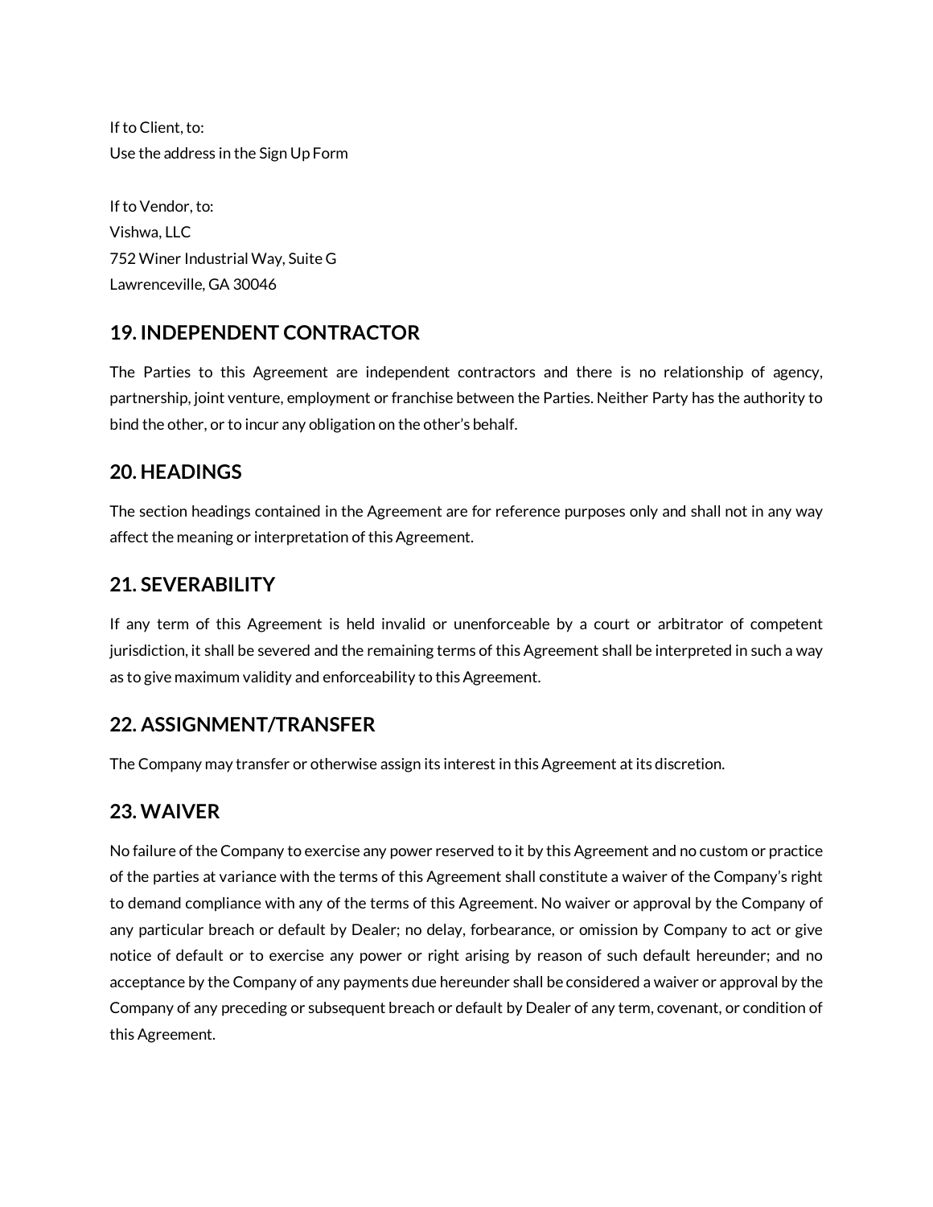If to Client, to:
Use the address in the Sign Up Form

If to Vendor, to:
Vishwa, LLC
752 Winer Industrial Way, Suite G
Lawrenceville, GA 30046

## 19. INDEPENDENT CONTRACTOR

The Parties to this Agreement are independent contractors and there is no relationship of agency, partnership, joint venture, employment or franchise between the Parties. Neither Party has the authority to bind the other, or to incur any obligation on the other's behalf.

## 20. HEADINGS

The section headings contained in the Agreement are for reference purposes only and shall not in any way affect the meaning or interpretation of this Agreement.

## 21. SEVERABILITY

If any term of this Agreement is held invalid or unenforceable by a court or arbitrator of competent jurisdiction, it shall be severed and the remaining terms of this Agreement shall be interpreted in such a way as to give maximum validity and enforceability to this Agreement.

## 22. ASSIGNMENT/TRANSFER

The Company may transfer or otherwise assign its interest in this Agreement at its discretion.

## 23. WAIVER

No failure of the Company to exercise any power reserved to it by this Agreement and no custom or practice of the parties at variance with the terms of this Agreement shall constitute a waiver of the Company's right to demand compliance with any of the terms of this Agreement. No waiver or approval by the Company of any particular breach or default by Dealer; no delay, forbearance, or omission by Company to act or give notice of default or to exercise any power or right arising by reason of such default hereunder; and no acceptance by the Company of any payments due hereunder shall be considered a waiver or approval by the Company of any preceding or subsequent breach or default by Dealer of any term, covenant, or condition of this Agreement.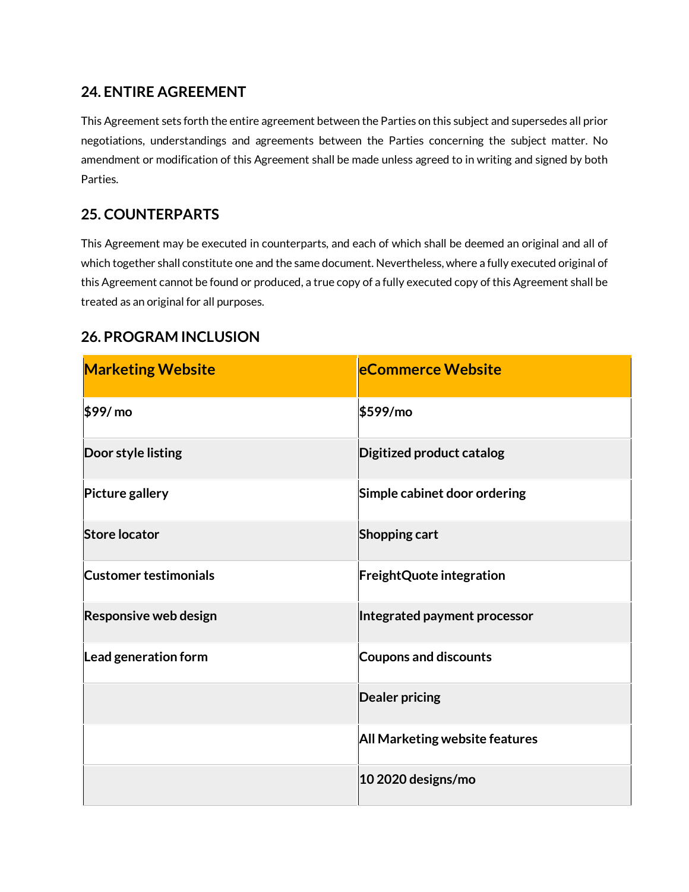## 24. ENTIRE AGREEMENT

This Agreement sets forth the entire agreement between the Parties on this subject and supersedes all prior negotiations, understandings and agreements between the Parties concerning the subject matter. No amendment or modification of this Agreement shall be made unless agreed to in writing and signed by both Parties.

## 25. COUNTERPARTS

This Agreement may be executed in counterparts, and each of which shall be deemed an original and all of which together shall constitute one and the same document. Nevertheless, where a fully executed original of this Agreement cannot be found or produced, a true copy of a fully executed copy of this Agreement shall be treated as an original for all purposes.

## 26. PROGRAM INCLUSION

| Marketing Website | eCommerce Website |
| --- | --- |
| **$99/ mo** | **$599/mo** |
| **Door style listing** | **Digitized product catalog** |
| **Picture gallery** | **Simple cabinet door ordering** |
| **Store locator** | **Shopping cart** |
| **Customer testimonials** | **FreightQuote integration** |
| **Responsive web design** | **Integrated payment processor** |
| **Lead generation form** | **Coupons and discounts** |
| | **Dealer pricing** |
| | **All Marketing website features** |
| | **10 2020 designs/mo** |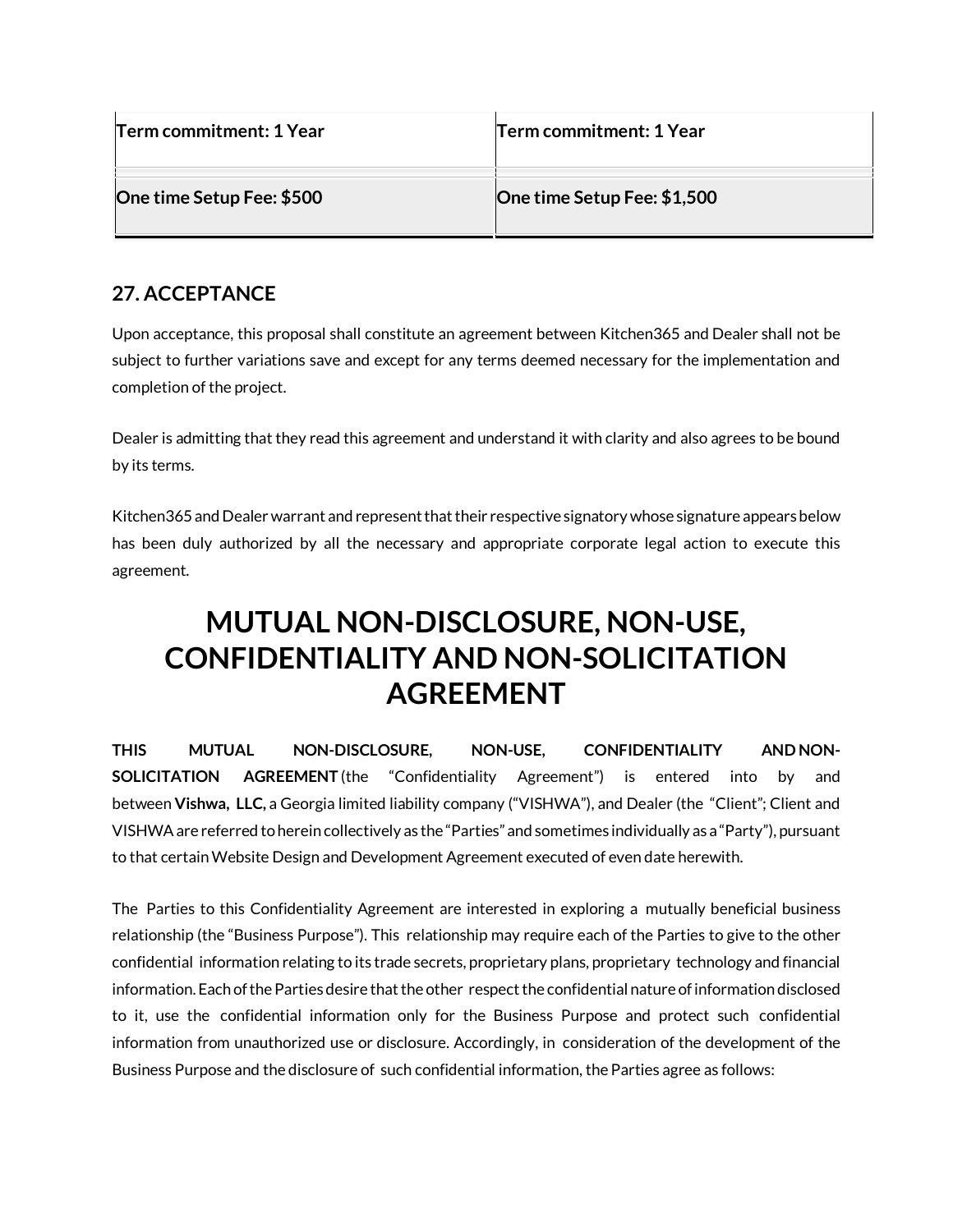| Term commitment: 1 Year | Term commitment: 1 Year |
|---|---|
| **One time Setup Fee: $500** | **One time Setup Fee: $1,500** |

## 27. ACCEPTANCE

Upon acceptance, this proposal shall constitute an agreement between Kitchen365 and Dealer shall not be subject to further variations save and except for any terms deemed necessary for the implementation and completion of the project.

Dealer is admitting that they read this agreement and understand it with clarity and also agrees to be bound by its terms.

Kitchen365 and Dealer warrant and represent that their respective signatory whose signature appears below has been duly authorized by all the necessary and appropriate corporate legal action to execute this agreement.

# MUTUAL NON-DISCLOSURE, NON-USE, CONFIDENTIALITY AND NON-SOLICITATION AGREEMENT

**THIS MUTUAL NON-DISCLOSURE, NON-USE, CONFIDENTIALITY AND NON-SOLICITATION AGREEMENT** (the "Confidentiality Agreement") is entered into by and between **Vishwa, LLC,** a Georgia limited liability company ("VISHWA"), and Dealer (the "Client"; Client and VISHWA are referred to herein collectively as the "Parties" and sometimes individually as a "Party"), pursuant to that certain Website Design and Development Agreement executed of even date herewith.

The Parties to this Confidentiality Agreement are interested in exploring a mutually beneficial business relationship (the "Business Purpose"). This relationship may require each of the Parties to give to the other confidential information relating to its trade secrets, proprietary plans, proprietary technology and financial information. Each of the Parties desire that the other respect the confidential nature of information disclosed to it, use the confidential information only for the Business Purpose and protect such confidential information from unauthorized use or disclosure. Accordingly, in consideration of the development of the Business Purpose and the disclosure of such confidential information, the Parties agree as follows: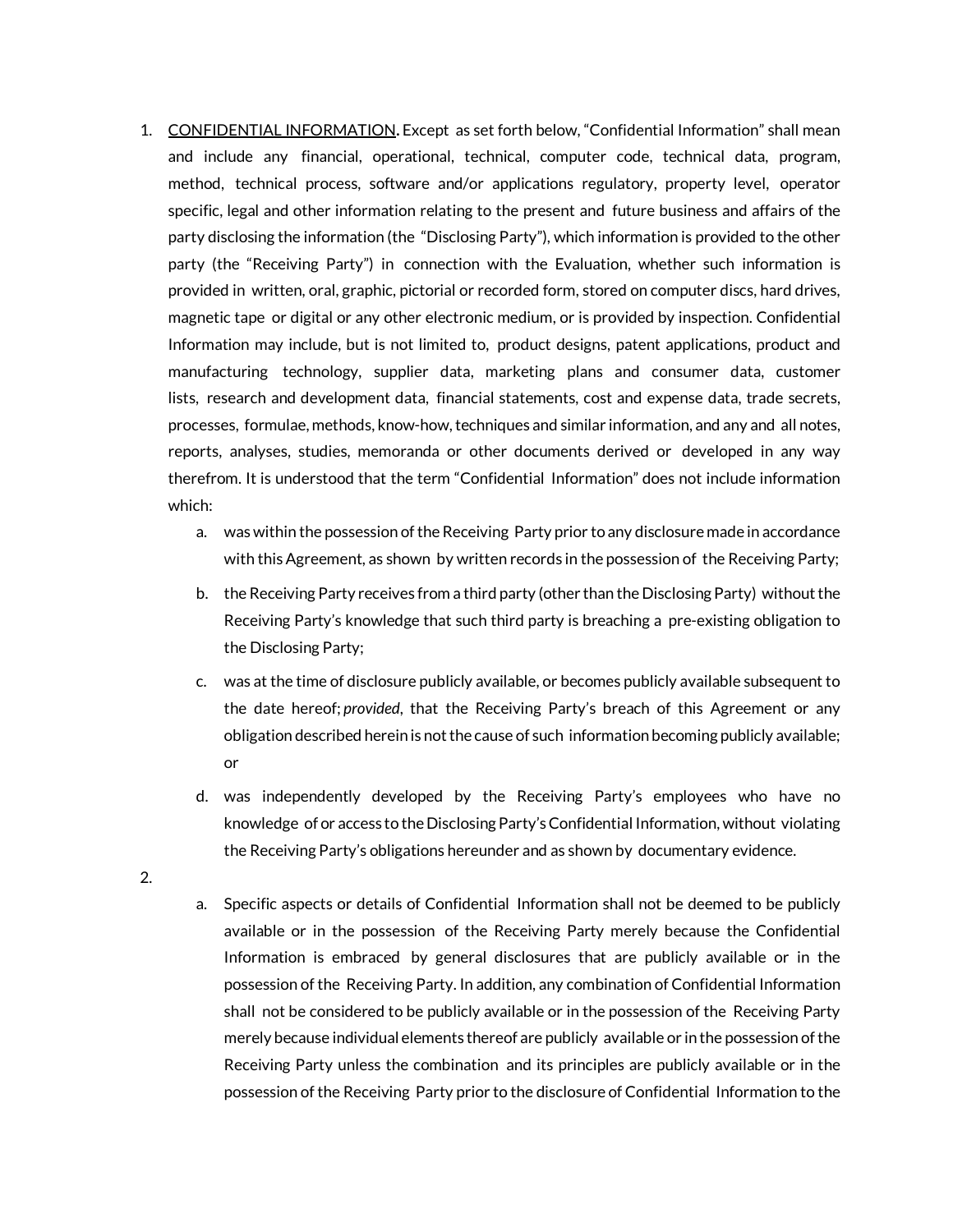1. <u>CONFIDENTIAL INFORMATION</u>**.** Except as set forth below, "Confidential Information" shall mean and include any financial, operational, technical, computer code, technical data, program, method, technical process, software and/or applications regulatory, property level, operator specific, legal and other information relating to the present and future business and affairs of the party disclosing the information (the "Disclosing Party"), which information is provided to the other party (the "Receiving Party") in connection with the Evaluation, whether such information is provided in written, oral, graphic, pictorial or recorded form, stored on computer discs, hard drives, magnetic tape or digital or any other electronic medium, or is provided by inspection. Confidential Information may include, but is not limited to, product designs, patent applications, product and manufacturing technology, supplier data, marketing plans and consumer data, customer lists, research and development data, financial statements, cost and expense data, trade secrets, processes, formulae, methods, know-how, techniques and similar information, and any and all notes, reports, analyses, studies, memoranda or other documents derived or developed in any way therefrom. It is understood that the term "Confidential Information" does not include information which:
   a. was within the possession of the Receiving Party prior to any disclosure made in accordance with this Agreement, as shown by written records in the possession of the Receiving Party;
   b. the Receiving Party receives from a third party (other than the Disclosing Party) without the Receiving Party's knowledge that such third party is breaching a pre-existing obligation to the Disclosing Party;
   c. was at the time of disclosure publicly available, or becomes publicly available subsequent to the date hereof; *provided*, that the Receiving Party's breach of this Agreement or any obligation described herein is not the cause of such information becoming publicly available; or
   d. was independently developed by the Receiving Party's employees who have no knowledge of or access to the Disclosing Party's Confidential Information, without violating the Receiving Party's obligations hereunder and as shown by documentary evidence.
2.
   a. Specific aspects or details of Confidential Information shall not be deemed to be publicly available or in the possession of the Receiving Party merely because the Confidential Information is embraced by general disclosures that are publicly available or in the possession of the Receiving Party. In addition, any combination of Confidential Information shall not be considered to be publicly available or in the possession of the Receiving Party merely because individual elements thereof are publicly available or in the possession of the Receiving Party unless the combination and its principles are publicly available or in the possession of the Receiving Party prior to the disclosure of Confidential Information to the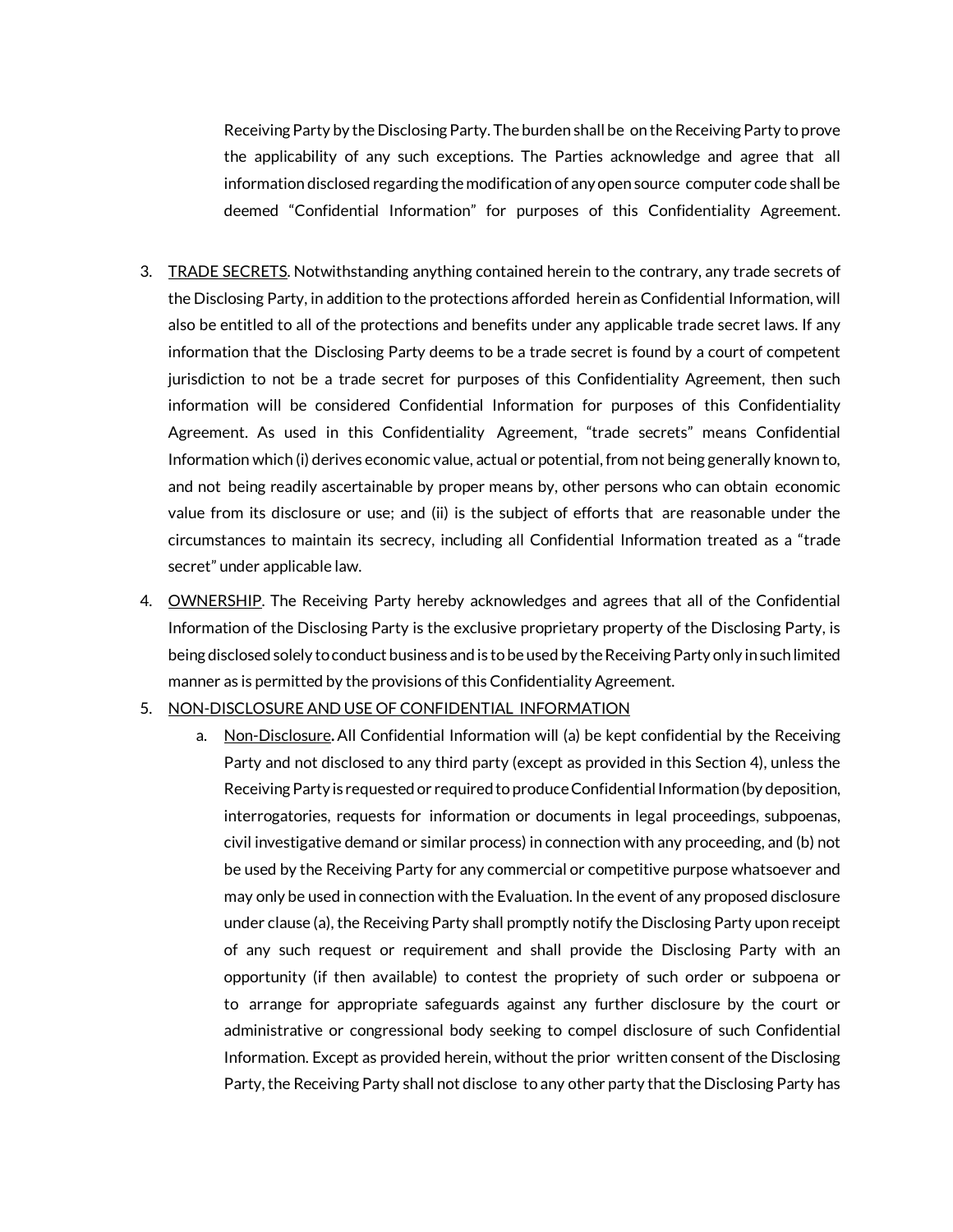Receiving Party by the Disclosing Party. The burden shall be on the Receiving Party to prove the applicability of any such exceptions. The Parties acknowledge and agree that all information disclosed regarding the modification of any open source computer code shall be deemed "Confidential Information" for purposes of this Confidentiality Agreement.

3. <u>TRADE SECRETS</u>. Notwithstanding anything contained herein to the contrary, any trade secrets of the Disclosing Party, in addition to the protections afforded herein as Confidential Information, will also be entitled to all of the protections and benefits under any applicable trade secret laws. If any information that the Disclosing Party deems to be a trade secret is found by a court of competent jurisdiction to not be a trade secret for purposes of this Confidentiality Agreement, then such information will be considered Confidential Information for purposes of this Confidentiality Agreement. As used in this Confidentiality Agreement, "trade secrets" means Confidential Information which (i) derives economic value, actual or potential, from not being generally known to, and not being readily ascertainable by proper means by, other persons who can obtain economic value from its disclosure or use; and (ii) is the subject of efforts that are reasonable under the circumstances to maintain its secrecy, including all Confidential Information treated as a "trade secret" under applicable law.

4. <u>OWNERSHIP</u>. The Receiving Party hereby acknowledges and agrees that all of the Confidential Information of the Disclosing Party is the exclusive proprietary property of the Disclosing Party, is being disclosed solely to conduct business and is to be used by the Receiving Party only in such limited manner as is permitted by the provisions of this Confidentiality Agreement.

5. <u>NON-DISCLOSURE AND USE OF CONFIDENTIAL INFORMATION</u>

   a. <u>Non-Disclosure</u>**.** All Confidential Information will (a) be kept confidential by the Receiving Party and not disclosed to any third party (except as provided in this Section 4), unless the Receiving Party is requested or required to produce Confidential Information (by deposition, interrogatories, requests for information or documents in legal proceedings, subpoenas, civil investigative demand or similar process) in connection with any proceeding, and (b) not be used by the Receiving Party for any commercial or competitive purpose whatsoever and may only be used in connection with the Evaluation. In the event of any proposed disclosure under clause (a), the Receiving Party shall promptly notify the Disclosing Party upon receipt of any such request or requirement and shall provide the Disclosing Party with an opportunity (if then available) to contest the propriety of such order or subpoena or to arrange for appropriate safeguards against any further disclosure by the court or administrative or congressional body seeking to compel disclosure of such Confidential Information. Except as provided herein, without the prior written consent of the Disclosing Party, the Receiving Party shall not disclose to any other party that the Disclosing Party has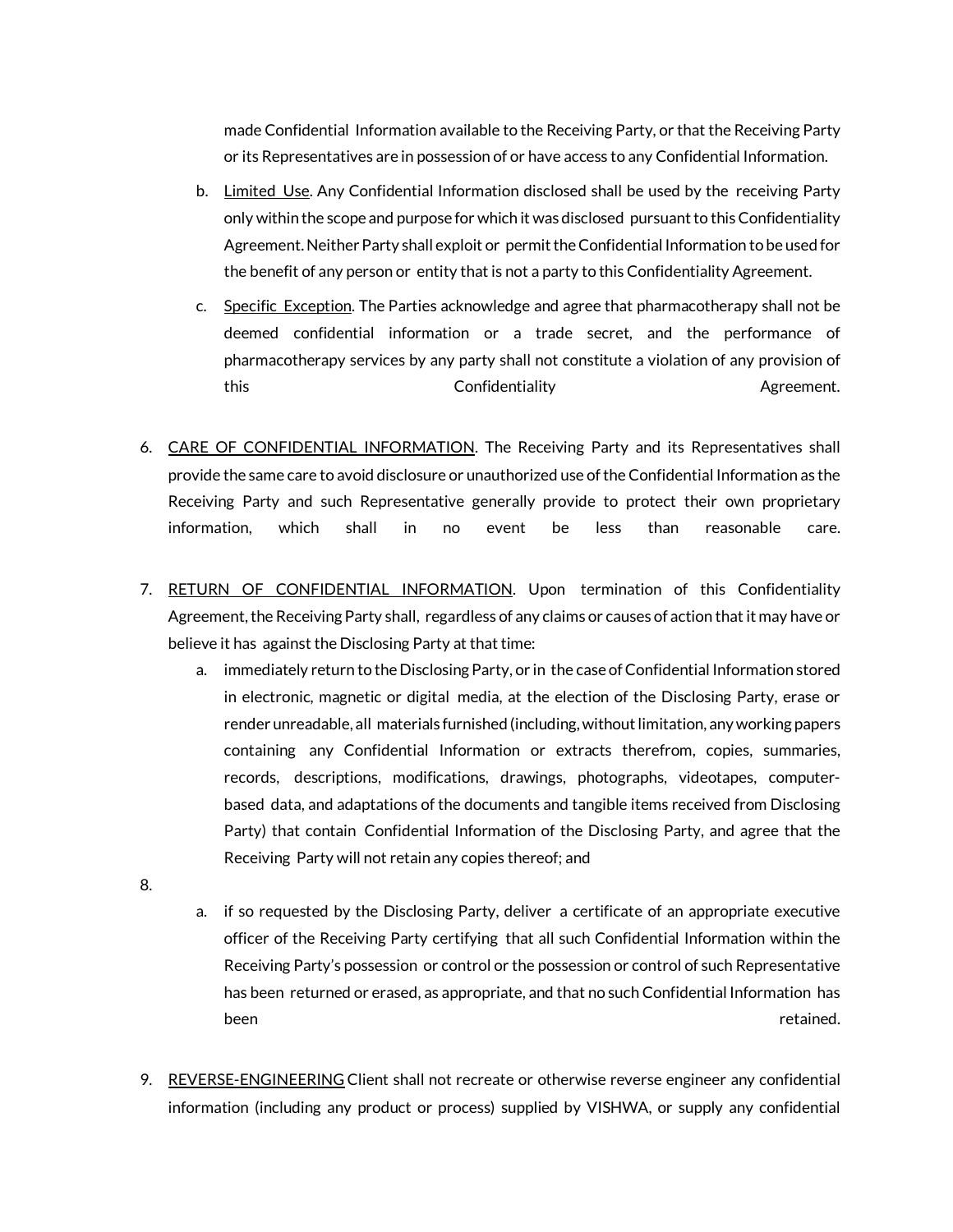made Confidential Information available to the Receiving Party, or that the Receiving Party or its Representatives are in possession of or have access to any Confidential Information.

   b. Limited Use. Any Confidential Information disclosed shall be used by the receiving Party only within the scope and purpose for which it was disclosed pursuant to this Confidentiality Agreement. Neither Party shall exploit or permit the Confidential Information to be used for the benefit of any person or entity that is not a party to this Confidentiality Agreement.

   c. Specific Exception. The Parties acknowledge and agree that pharmacotherapy shall not be deemed confidential information or a trade secret, and the performance of pharmacotherapy services by any party shall not constitute a violation of any provision of this Confidentiality Agreement.

6. CARE OF CONFIDENTIAL INFORMATION. The Receiving Party and its Representatives shall provide the same care to avoid disclosure or unauthorized use of the Confidential Information as the Receiving Party and such Representative generally provide to protect their own proprietary information, which shall in no event be less than reasonable care.

7. RETURN OF CONFIDENTIAL INFORMATION. Upon termination of this Confidentiality Agreement, the Receiving Party shall, regardless of any claims or causes of action that it may have or believe it has against the Disclosing Party at that time:

   a. immediately return to the Disclosing Party, or in the case of Confidential Information stored in electronic, magnetic or digital media, at the election of the Disclosing Party, erase or render unreadable, all materials furnished (including, without limitation, any working papers containing any Confidential Information or extracts therefrom, copies, summaries, records, descriptions, modifications, drawings, photographs, videotapes, computer-based data, and adaptations of the documents and tangible items received from Disclosing Party) that contain Confidential Information of the Disclosing Party, and agree that the Receiving Party will not retain any copies thereof; and

8.

   a. if so requested by the Disclosing Party, deliver a certificate of an appropriate executive officer of the Receiving Party certifying that all such Confidential Information within the Receiving Party's possession or control or the possession or control of such Representative has been returned or erased, as appropriate, and that no such Confidential Information has been retained.

9. REVERSE-ENGINEERING Client shall not recreate or otherwise reverse engineer any confidential information (including any product or process) supplied by VISHWA, or supply any confidential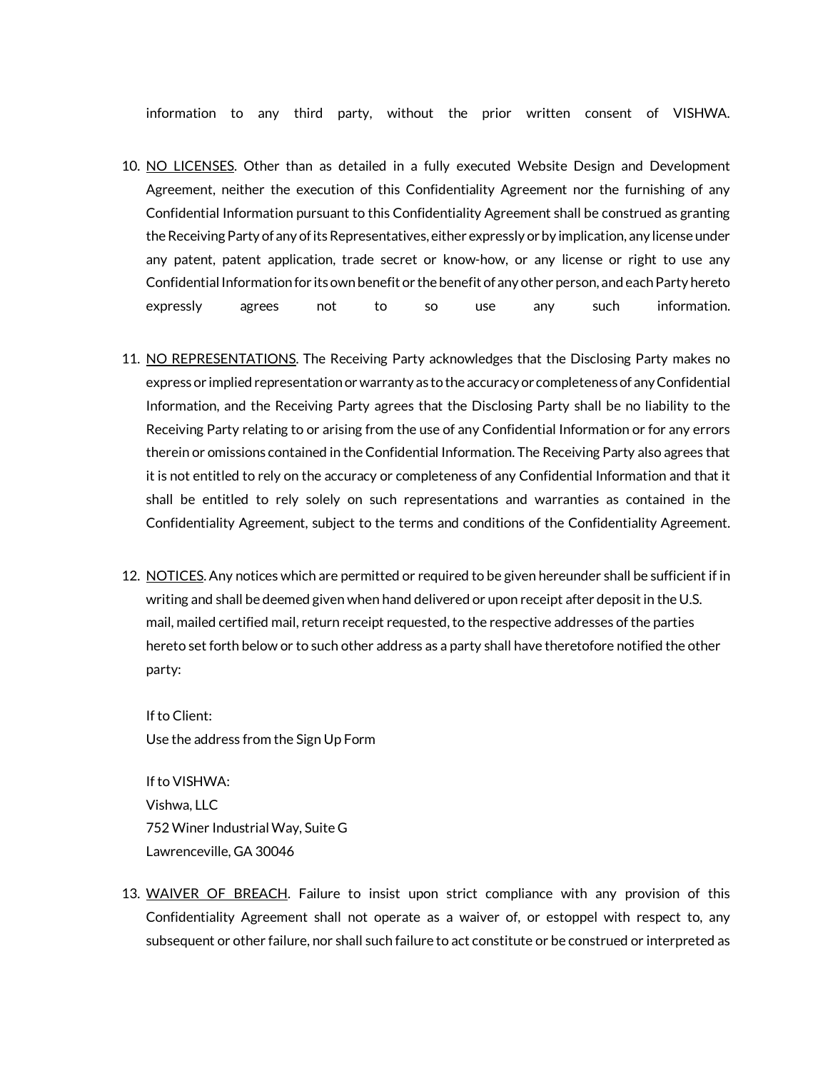information to any third party, without the prior written consent of VISHWA.

10. <u>NO LICENSES</u>. Other than as detailed in a fully executed Website Design and Development Agreement, neither the execution of this Confidentiality Agreement nor the furnishing of any Confidential Information pursuant to this Confidentiality Agreement shall be construed as granting the Receiving Party of any of its Representatives, either expressly or by implication, any license under any patent, patent application, trade secret or know-how, or any license or right to use any Confidential Information for its own benefit or the benefit of any other person, and each Party hereto expressly agrees not to so use any such information.

11. <u>NO REPRESENTATIONS</u>. The Receiving Party acknowledges that the Disclosing Party makes no express or implied representation or warranty as to the accuracy or completeness of any Confidential Information, and the Receiving Party agrees that the Disclosing Party shall be no liability to the Receiving Party relating to or arising from the use of any Confidential Information or for any errors therein or omissions contained in the Confidential Information. The Receiving Party also agrees that it is not entitled to rely on the accuracy or completeness of any Confidential Information and that it shall be entitled to rely solely on such representations and warranties as contained in the Confidentiality Agreement, subject to the terms and conditions of the Confidentiality Agreement.

12. <u>NOTICES</u>. Any notices which are permitted or required to be given hereunder shall be sufficient if in writing and shall be deemed given when hand delivered or upon receipt after deposit in the U.S. mail, mailed certified mail, return receipt requested, to the respective addresses of the parties hereto set forth below or to such other address as a party shall have theretofore notified the other party:

    If to Client:
    Use the address from the Sign Up Form

    If to VISHWA:
    Vishwa, LLC
    752 Winer Industrial Way, Suite G
    Lawrenceville, GA 30046

13. <u>WAIVER OF BREACH</u>. Failure to insist upon strict compliance with any provision of this Confidentiality Agreement shall not operate as a waiver of, or estoppel with respect to, any subsequent or other failure, nor shall such failure to act constitute or be construed or interpreted as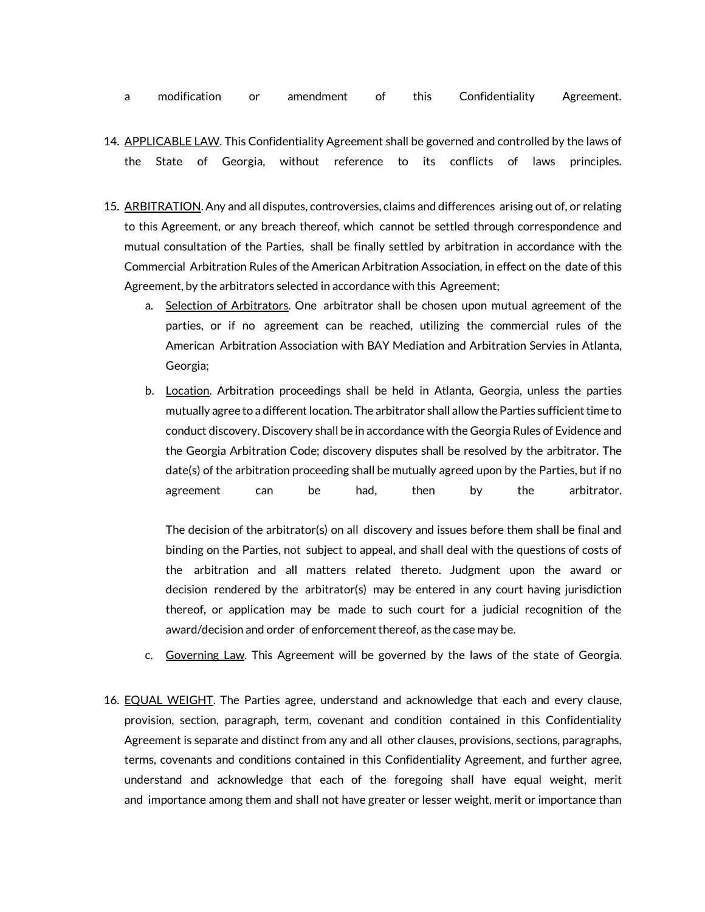a modification or amendment of this Confidentiality Agreement.

14. APPLICABLE LAW. This Confidentiality Agreement shall be governed and controlled by the laws of the State of Georgia, without reference to its conflicts of laws principles.

15. ARBITRATION. Any and all disputes, controversies, claims and differences arising out of, or relating to this Agreement, or any breach thereof, which cannot be settled through correspondence and mutual consultation of the Parties, shall be finally settled by arbitration in accordance with the Commercial Arbitration Rules of the American Arbitration Association, in effect on the date of this Agreement, by the arbitrators selected in accordance with this Agreement;
    a. Selection of Arbitrators. One arbitrator shall be chosen upon mutual agreement of the parties, or if no agreement can be reached, utilizing the commercial rules of the American Arbitration Association with BAY Mediation and Arbitration Servies in Atlanta, Georgia;
    b. Location. Arbitration proceedings shall be held in Atlanta, Georgia, unless the parties mutually agree to a different location. The arbitrator shall allow the Parties sufficient time to conduct discovery. Discovery shall be in accordance with the Georgia Rules of Evidence and the Georgia Arbitration Code; discovery disputes shall be resolved by the arbitrator. The date(s) of the arbitration proceeding shall be mutually agreed upon by the Parties, but if no agreement can be had, then by the arbitrator.

       The decision of the arbitrator(s) on all discovery and issues before them shall be final and binding on the Parties, not subject to appeal, and shall deal with the questions of costs of the arbitration and all matters related thereto. Judgment upon the award or decision rendered by the arbitrator(s) may be entered in any court having jurisdiction thereof, or application may be made to such court for a judicial recognition of the award/decision and order of enforcement thereof, as the case may be.
    c. Governing Law. This Agreement will be governed by the laws of the state of Georgia.

16. EQUAL WEIGHT. The Parties agree, understand and acknowledge that each and every clause, provision, section, paragraph, term, covenant and condition contained in this Confidentiality Agreement is separate and distinct from any and all other clauses, provisions, sections, paragraphs, terms, covenants and conditions contained in this Confidentiality Agreement, and further agree, understand and acknowledge that each of the foregoing shall have equal weight, merit and importance among them and shall not have greater or lesser weight, merit or importance than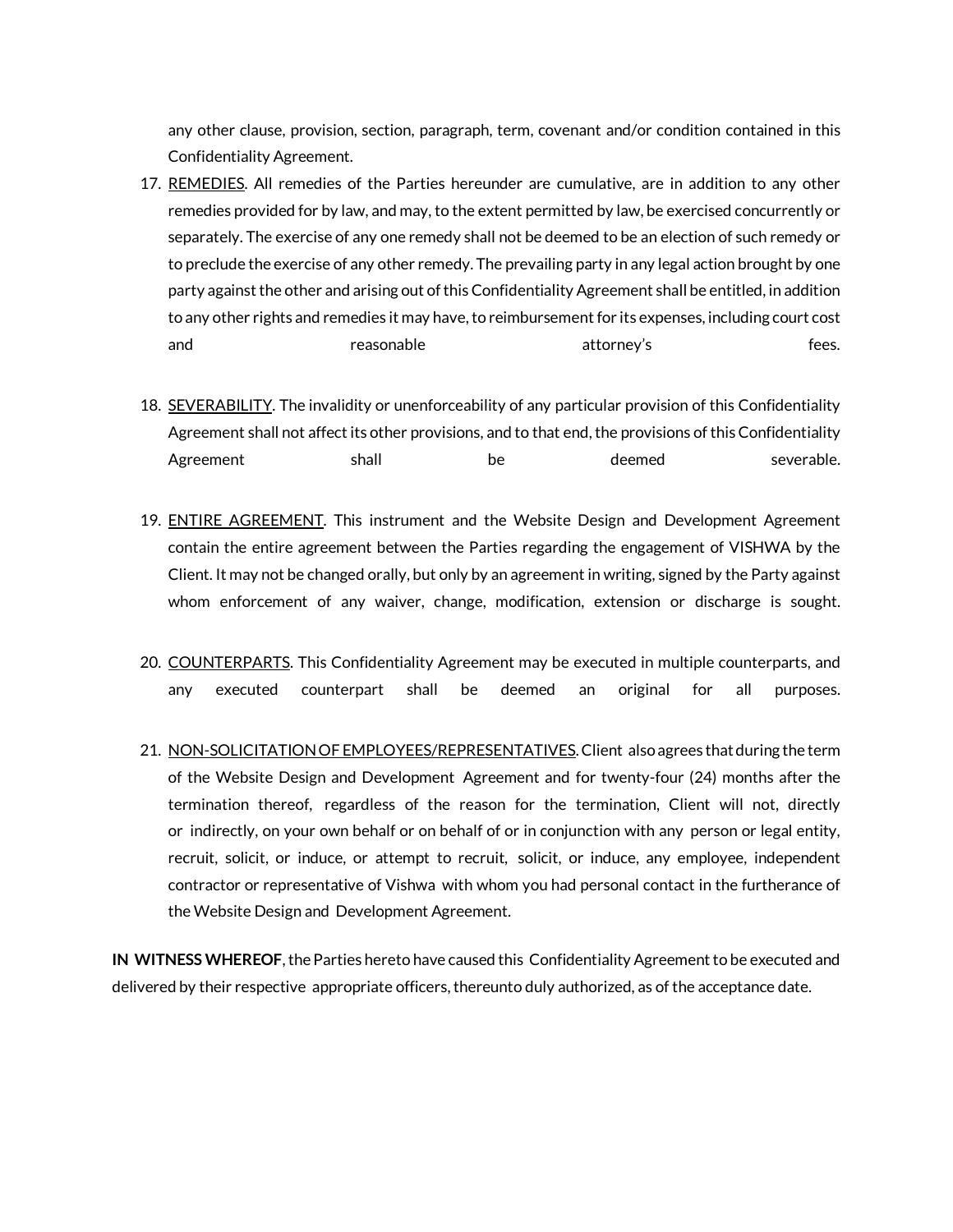any other clause, provision, section, paragraph, term, covenant and/or condition contained in this Confidentiality Agreement.

17. REMEDIES. All remedies of the Parties hereunder are cumulative, are in addition to any other remedies provided for by law, and may, to the extent permitted by law, be exercised concurrently or separately. The exercise of any one remedy shall not be deemed to be an election of such remedy or to preclude the exercise of any other remedy. The prevailing party in any legal action brought by one party against the other and arising out of this Confidentiality Agreement shall be entitled, in addition to any other rights and remedies it may have, to reimbursement for its expenses, including court cost and reasonable attorney's fees.

18. SEVERABILITY. The invalidity or unenforceability of any particular provision of this Confidentiality Agreement shall not affect its other provisions, and to that end, the provisions of this Confidentiality Agreement shall be deemed severable.

19. ENTIRE AGREEMENT. This instrument and the Website Design and Development Agreement contain the entire agreement between the Parties regarding the engagement of VISHWA by the Client. It may not be changed orally, but only by an agreement in writing, signed by the Party against whom enforcement of any waiver, change, modification, extension or discharge is sought.

20. COUNTERPARTS. This Confidentiality Agreement may be executed in multiple counterparts, and any executed counterpart shall be deemed an original for all purposes.

21. NON-SOLICITATION OF EMPLOYEES/REPRESENTATIVES. Client also agrees that during the term of the Website Design and Development Agreement and for twenty-four (24) months after the termination thereof, regardless of the reason for the termination, Client will not, directly or indirectly, on your own behalf or on behalf of or in conjunction with any person or legal entity, recruit, solicit, or induce, or attempt to recruit, solicit, or induce, any employee, independent contractor or representative of Vishwa with whom you had personal contact in the furtherance of the Website Design and Development Agreement.

**IN WITNESS WHEREOF**, the Parties hereto have caused this Confidentiality Agreement to be executed and delivered by their respective appropriate officers, thereunto duly authorized, as of the acceptance date.